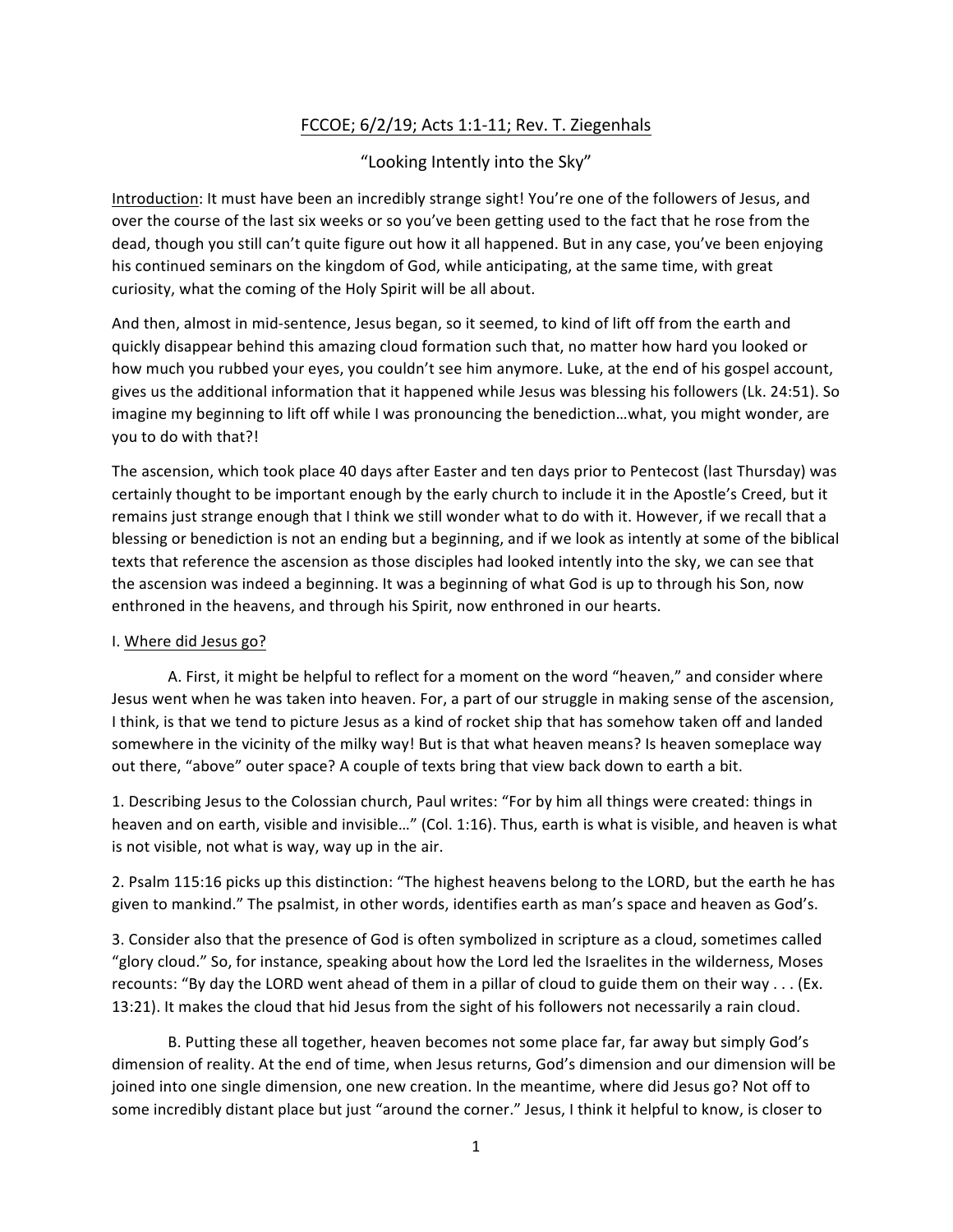FCCOE; 6/2/19; Acts 1:1-11; Rev. T. Ziegenhals

# "Looking Intently into the Sky"

Introduction: It must have been an incredibly strange sight! You're one of the followers of Jesus, and over the course of the last six weeks or so you've been getting used to the fact that he rose from the dead, though you still can't quite figure out how it all happened. But in any case, you've been enjoying his continued seminars on the kingdom of God, while anticipating, at the same time, with great curiosity, what the coming of the Holy Spirit will be all about.

And then, almost in mid-sentence, Jesus began, so it seemed, to kind of lift off from the earth and quickly disappear behind this amazing cloud formation such that, no matter how hard you looked or how much you rubbed your eyes, you couldn't see him anymore. Luke, at the end of his gospel account, gives us the additional information that it happened while Jesus was blessing his followers (Lk. 24:51). So imagine my beginning to lift off while I was pronouncing the benediction…what, you might wonder, are you to do with that?!

The ascension, which took place 40 days after Easter and ten days prior to Pentecost (last Thursday) was certainly thought to be important enough by the early church to include it in the Apostle's Creed, but it remains just strange enough that I think we still wonder what to do with it. However, if we recall that a blessing or benediction is not an ending but a beginning, and if we look as intently at some of the biblical texts that reference the ascension as those disciples had looked intently into the sky, we can see that the ascension was indeed a beginning. It was a beginning of what God is up to through his Son, now enthroned in the heavens, and through his Spirit, now enthroned in our hearts.

## I. Where did Jesus go?

A. First, it might be helpful to reflect for a moment on the word "heaven," and consider where Jesus went when he was taken into heaven. For, a part of our struggle in making sense of the ascension, I think, is that we tend to picture Jesus as a kind of rocket ship that has somehow taken off and landed somewhere in the vicinity of the milky way! But is that what heaven means? Is heaven someplace way out there, "above" outer space? A couple of texts bring that view back down to earth a bit.

1. Describing Jesus to the Colossian church, Paul writes: "For by him all things were created: things in heaven and on earth, visible and invisible…" (Col. 1:16). Thus, earth is what is visible, and heaven is what is not visible, not what is way, way up in the air.

2. Psalm 115:16 picks up this distinction: "The highest heavens belong to the LORD, but the earth he has given to mankind." The psalmist, in other words, identifies earth as man's space and heaven as God's.

3. Consider also that the presence of God is often symbolized in scripture as a cloud, sometimes called "glory cloud." So, for instance, speaking about how the Lord led the Israelites in the wilderness, Moses recounts: "By day the LORD went ahead of them in a pillar of cloud to guide them on their way . . . (Ex. 13:21). It makes the cloud that hid Jesus from the sight of his followers not necessarily a rain cloud.

B. Putting these all together, heaven becomes not some place far, far away but simply God's dimension of reality. At the end of time, when Jesus returns, God's dimension and our dimension will be joined into one single dimension, one new creation. In the meantime, where did Jesus go? Not off to some incredibly distant place but just "around the corner." Jesus, I think it helpful to know, is closer to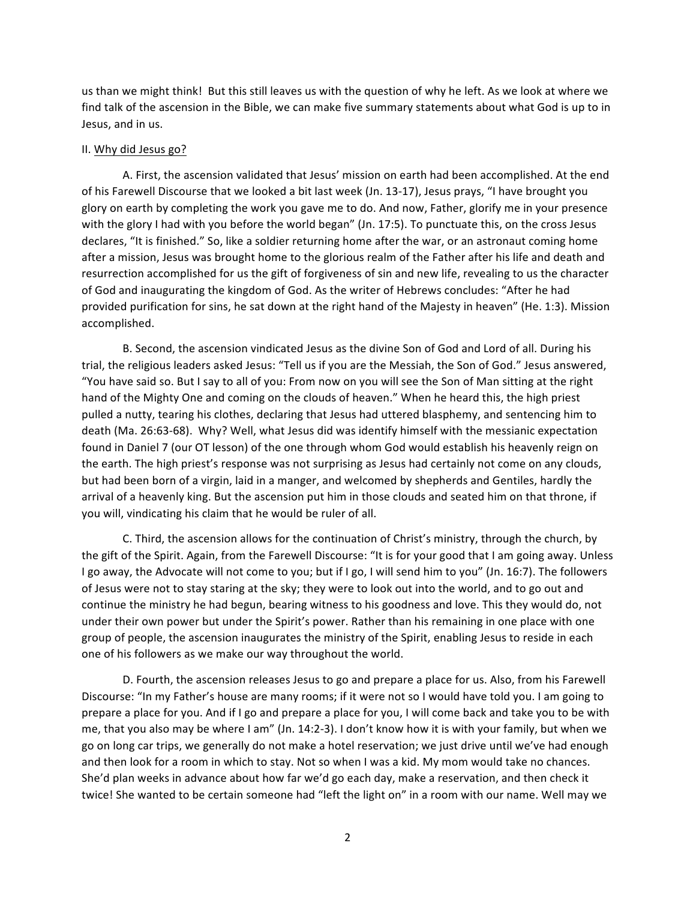us than we might think! But this still leaves us with the question of why he left. As we look at where we find talk of the ascension in the Bible, we can make five summary statements about what God is up to in Jesus, and in us.

II. <u>Why did Jesus go?</u>

A. First, the ascension validated that Jesus' mission on earth had been accomplished. At the end of his Farewell Discourse that we looked a bit last week (Jn. 13-17), Jesus prays, "I have brought you glory on earth by completing the work you gave me to do. And now, Father, glorify me in your presence with the glory I had with you before the world began" (Jn. 17:5). To punctuate this, on the cross Jesus declares, "It is finished." So, like a soldier returning home after the war, or an astronaut coming home after a mission, Jesus was brought home to the glorious realm of the Father after his life and death and resurrection accomplished for us the gift of forgiveness of sin and new life, revealing to us the character of God and inaugurating the kingdom of God. As the writer of Hebrews concludes: "After he had provided purification for sins, he sat down at the right hand of the Majesty in heaven" (He. 1:3). Mission accomplished.

B. Second, the ascension vindicated Jesus as the divine Son of God and Lord of all. During his trial, the religious leaders asked Jesus: "Tell us if you are the Messiah, the Son of God." Jesus answered, "You have said so. But I say to all of you: From now on you will see the Son of Man sitting at the right hand of the Mighty One and coming on the clouds of heaven." When he heard this, the high priest pulled a nutty, tearing his clothes, declaring that Jesus had uttered blasphemy, and sentencing him to death (Ma. 26:63-68). Why? Well, what Jesus did was identify himself with the messianic expectation found in Daniel 7 (our OT lesson) of the one through whom God would establish his heavenly reign on the earth. The high priest's response was not surprising as Jesus had certainly not come on any clouds, but had been born of a virgin, laid in a manger, and welcomed by shepherds and Gentiles, hardly the arrival of a heavenly king. But the ascension put him in those clouds and seated him on that throne, if you will, vindicating his claim that he would be ruler of all.

C. Third, the ascension allows for the continuation of Christ's ministry, through the church, by the gift of the Spirit. Again, from the Farewell Discourse: "It is for your good that I am going away. Unless I go away, the Advocate will not come to you; but if I go, I will send him to you" (Jn. 16:7). The followers of Jesus were not to stay staring at the sky; they were to look out into the world, and to go out and continue the ministry he had begun, bearing witness to his goodness and love. This they would do, not under their own power but under the Spirit's power. Rather than his remaining in one place with one group of people, the ascension inaugurates the ministry of the Spirit, enabling Jesus to reside in each one of his followers as we make our way throughout the world.

D. Fourth, the ascension releases Jesus to go and prepare a place for us. Also, from his Farewell Discourse: "In my Father's house are many rooms; if it were not so I would have told you. I am going to prepare a place for you. And if I go and prepare a place for you, I will come back and take you to be with me, that you also may be where I am" (Jn. 14:2-3). I don't know how it is with your family, but when we go on long car trips, we generally do not make a hotel reservation; we just drive until we've had enough and then look for a room in which to stay. Not so when I was a kid. My mom would take no chances. She'd plan weeks in advance about how far we'd go each day, make a reservation, and then check it twice! She wanted to be certain someone had "left the light on" in a room with our name. Well may we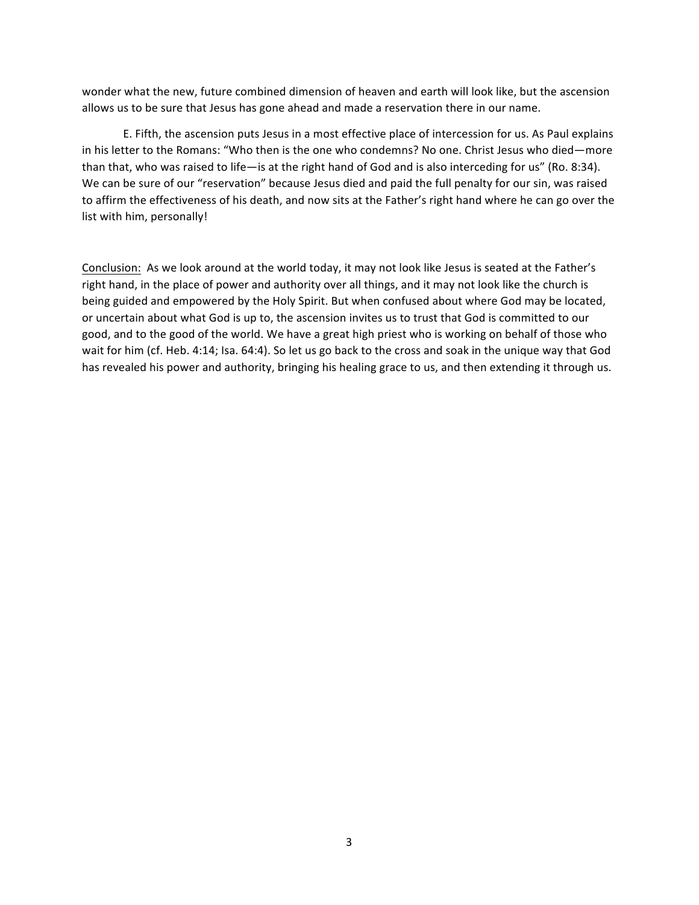wonder what the new, future combined dimension of heaven and earth will look like, but the ascension allows us to be sure that Jesus has gone ahead and made a reservation there in our name.

E. Fifth, the ascension puts Jesus in a most effective place of intercession for us. As Paul explains in his letter to the Romans: "Who then is the one who condemns? No one. Christ Jesus who died—more than that, who was raised to life—is at the right hand of God and is also interceding for us" (Ro. 8:34). We can be sure of our "reservation" because Jesus died and paid the full penalty for our sin, was raised to affirm the effectiveness of his death, and now sits at the Father's right hand where he can go over the list with him, personally!

<u>Conclusion:</u> As we look around at the world today, it may not look like Jesus is seated at the Father's right hand, in the place of power and authority over all things, and it may not look like the church is being guided and empowered by the Holy Spirit. But when confused about where God may be located, or uncertain about what God is up to, the ascension invites us to trust that God is committed to our good, and to the good of the world. We have a great high priest who is working on behalf of those who wait for him (cf. Heb. 4:14; Isa. 64:4). So let us go back to the cross and soak in the unique way that God has revealed his power and authority, bringing his healing grace to us, and then extending it through us.